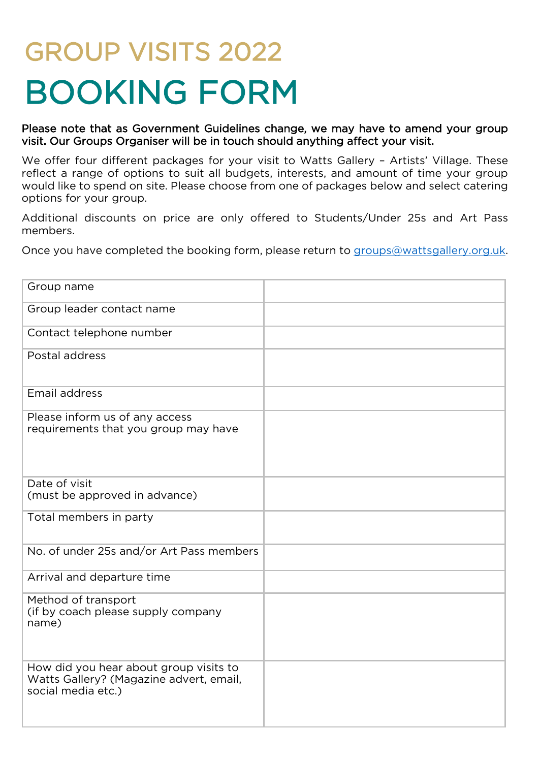# GROUP VISITS 2022

# BOOKING FORM

**Please note that as Government Guidelines change, we may have to amend your group visit. Our Groups Organiser will be in touch should anything affect your visit.**

We offer four different packages for your visit to Watts Gallery – Artists' Village. These reflect a range of options to suit all budgets, interests, and amount of time your group would like to spend on site. Please choose from one of packages below and select catering options for your group.

Additional discounts on price are only offered to Students/Under 25s and Art Pass members.

Once you have completed the booking form, please return to groups@wattsgallery.org.uk.

| | |
|---|---|
| Group name | |
| Group leader contact name | |
| Contact telephone number | |
| Postal address | |
| Email address | |
| Please inform us of any access requirements that you group may have | |
| Date of visit (must be approved in advance) | |
| Total members in party | |
| No. of under 25s and/or Art Pass members | |
| Arrival and departure time | |
| Method of transport (if by coach please supply company name) | |
| How did you hear about group visits to Watts Gallery? (Magazine advert, email, social media etc.) | |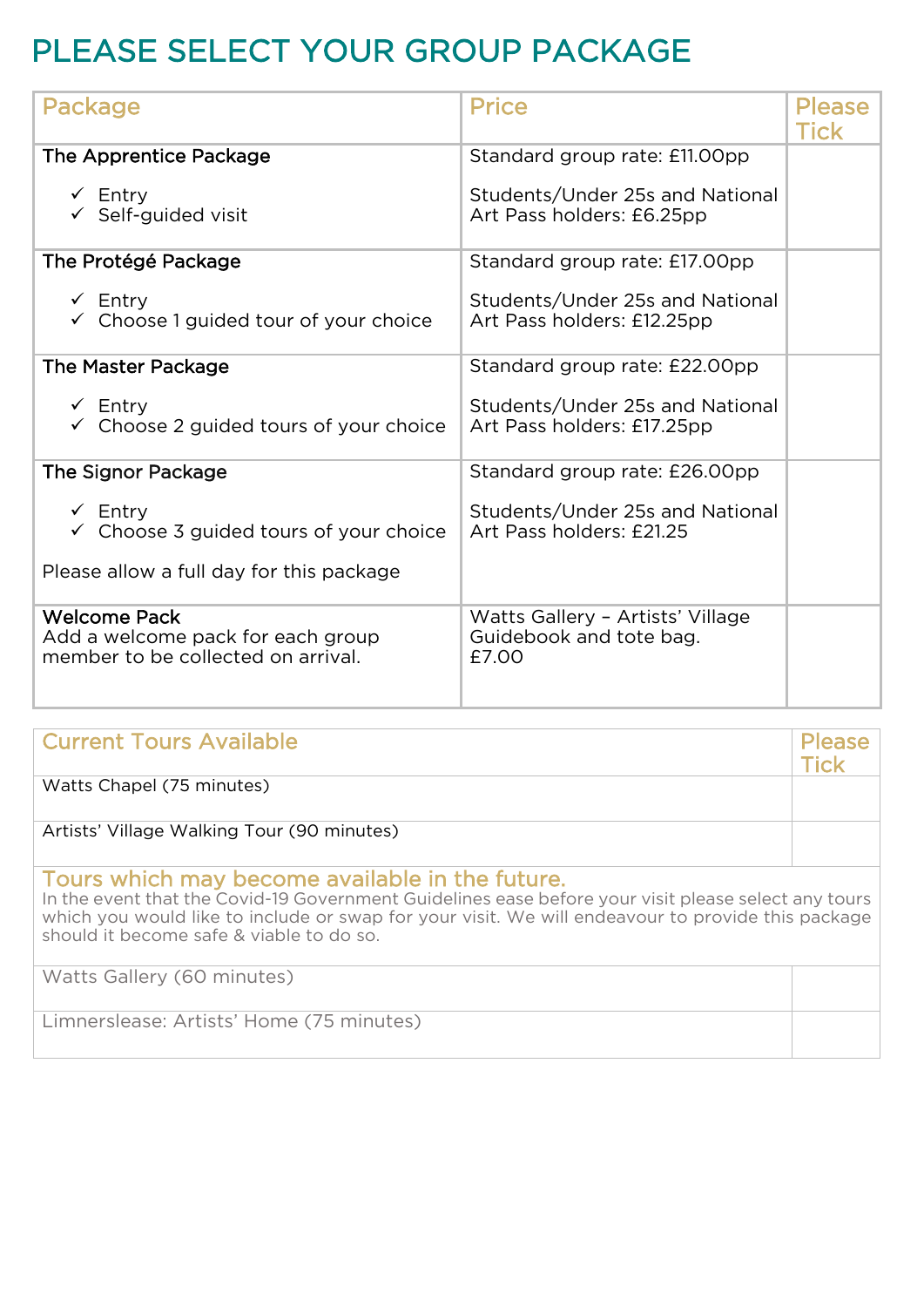# PLEASE SELECT YOUR GROUP PACKAGE

| Package | Price | Please Tick |
|---|---|---|
| **The Apprentice Package**<br><br>✓ Entry<br>✓ Self-guided visit | Standard group rate: £11.00pp<br><br>Students/Under 25s and National Art Pass holders: £6.25pp | |
| **The Protégé Package**<br><br>✓ Entry<br>✓ Choose 1 guided tour of your choice | Standard group rate: £17.00pp<br><br>Students/Under 25s and National Art Pass holders: £12.25pp | |
| **The Master Package**<br><br>✓ Entry<br>✓ Choose 2 guided tours of your choice | Standard group rate: £22.00pp<br><br>Students/Under 25s and National Art Pass holders: £17.25pp | |
| **The Signor Package**<br><br>✓ Entry<br>✓ Choose 3 guided tours of your choice<br><br>Please allow a full day for this package | Standard group rate: £26.00pp<br><br>Students/Under 25s and National Art Pass holders: £21.25 | |
| **Welcome Pack**<br>Add a welcome pack for each group member to be collected on arrival. | Watts Gallery – Artists' Village Guidebook and tote bag. £7.00 | |

| Current Tours Available | Please Tick |
|---|---|
| Watts Chapel (75 minutes) | |
| Artists' Village Walking Tour (90 minutes) | |
| **Tours which may become available in the future.**<br>In the event that the Covid-19 Government Guidelines ease before your visit please select any tours which you would like to include or swap for your visit. We will endeavour to provide this package should it become safe & viable to do so. | |
| Watts Gallery (60 minutes) | |
| Limnerslease: Artists' Home (75 minutes) | |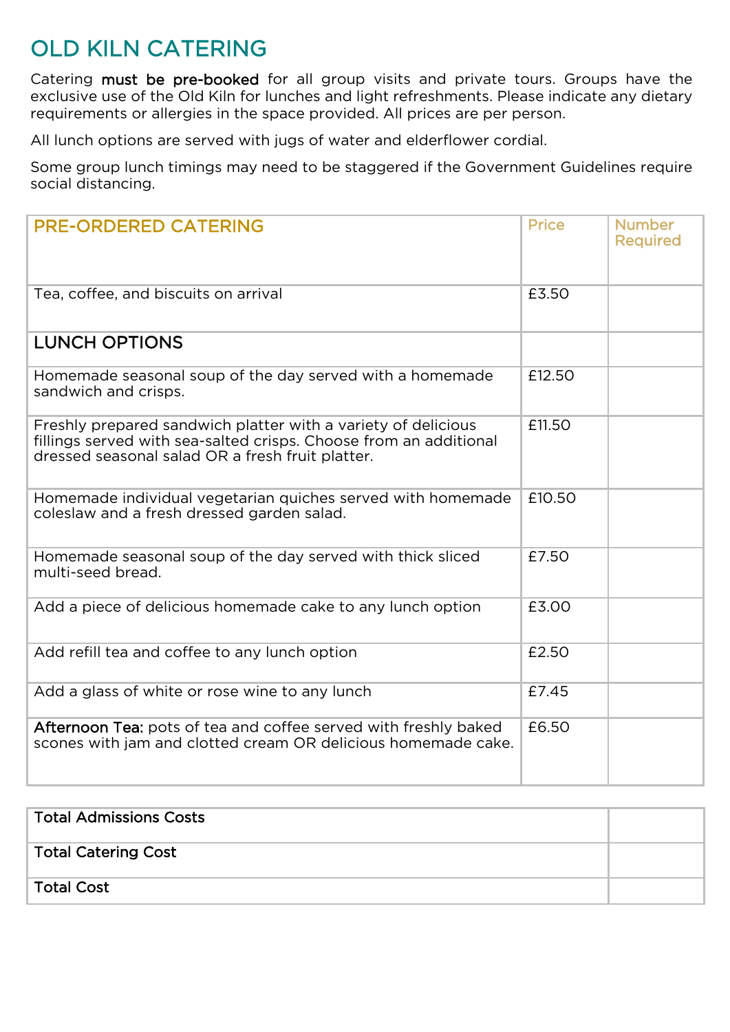# OLD KILN CATERING

Catering **must be pre-booked** for all group visits and private tours. Groups have the exclusive use of the Old Kiln for lunches and light refreshments. Please indicate any dietary requirements or allergies in the space provided. All prices are per person.

All lunch options are served with jugs of water and elderflower cordial.

Some group lunch timings may need to be staggered if the Government Guidelines require social distancing.

| PRE-ORDERED CATERING | Price | Number Required |
|---|---|---|
| Tea, coffee, and biscuits on arrival | £3.50 | |
| LUNCH OPTIONS | | |
| Homemade seasonal soup of the day served with a homemade sandwich and crisps. | £12.50 | |
| Freshly prepared sandwich platter with a variety of delicious fillings served with sea-salted crisps. Choose from an additional dressed seasonal salad OR a fresh fruit platter. | £11.50 | |
| Homemade individual vegetarian quiches served with homemade coleslaw and a fresh dressed garden salad. | £10.50 | |
| Homemade seasonal soup of the day served with thick sliced multi-seed bread. | £7.50 | |
| Add a piece of delicious homemade cake to any lunch option | £3.00 | |
| Add refill tea and coffee to any lunch option | £2.50 | |
| Add a glass of white or rose wine to any lunch | £7.45 | |
| **Afternoon Tea:** pots of tea and coffee served with freshly baked scones with jam and clotted cream OR delicious homemade cake. | £6.50 | |

| | |
|---|---|
| **Total Admissions Costs** | |
| **Total Catering Cost** | |
| **Total Cost** | |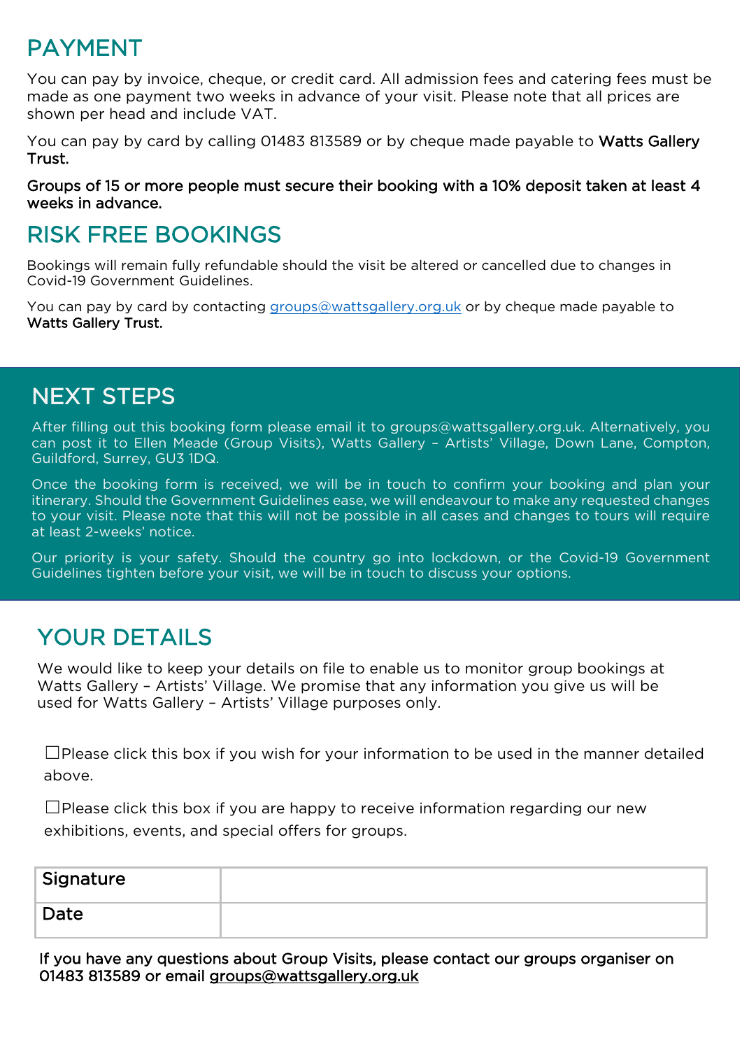## PAYMENT

You can pay by invoice, cheque, or credit card. All admission fees and catering fees must be made as one payment two weeks in advance of your visit. Please note that all prices are shown per head and include VAT.

You can pay by card by calling 01483 813589 or by cheque made payable to **Watts Gallery Trust.**

**Groups of 15 or more people must secure their booking with a 10% deposit taken at least 4 weeks in advance.**

## RISK FREE BOOKINGS

Bookings will remain fully refundable should the visit be altered or cancelled due to changes in Covid-19 Government Guidelines.

You can pay by card by contacting groups@wattsgallery.org.uk or by cheque made payable to **Watts Gallery Trust.**

## NEXT STEPS

After filling out this booking form please email it to groups@wattsgallery.org.uk. Alternatively, you can post it to Ellen Meade (Group Visits), Watts Gallery – Artists' Village, Down Lane, Compton, Guildford, Surrey, GU3 1DQ.

Once the booking form is received, we will be in touch to confirm your booking and plan your itinerary. Should the Government Guidelines ease, we will endeavour to make any requested changes to your visit. Please note that this will not be possible in all cases and changes to tours will require at least 2-weeks' notice.

Our priority is your safety. Should the country go into lockdown, or the Covid-19 Government Guidelines tighten before your visit, we will be in touch to discuss your options.

## YOUR DETAILS

We would like to keep your details on file to enable us to monitor group bookings at Watts Gallery – Artists' Village. We promise that any information you give us will be used for Watts Gallery – Artists' Village purposes only.

☐Please click this box if you wish for your information to be used in the manner detailed above.

☐Please click this box if you are happy to receive information regarding our new exhibitions, events, and special offers for groups.

| | |
|---|---|
| Signature | |
| Date | |

**If you have any questions about Group Visits, please contact our groups organiser on 01483 813589 or email groups@wattsgallery.org.uk**